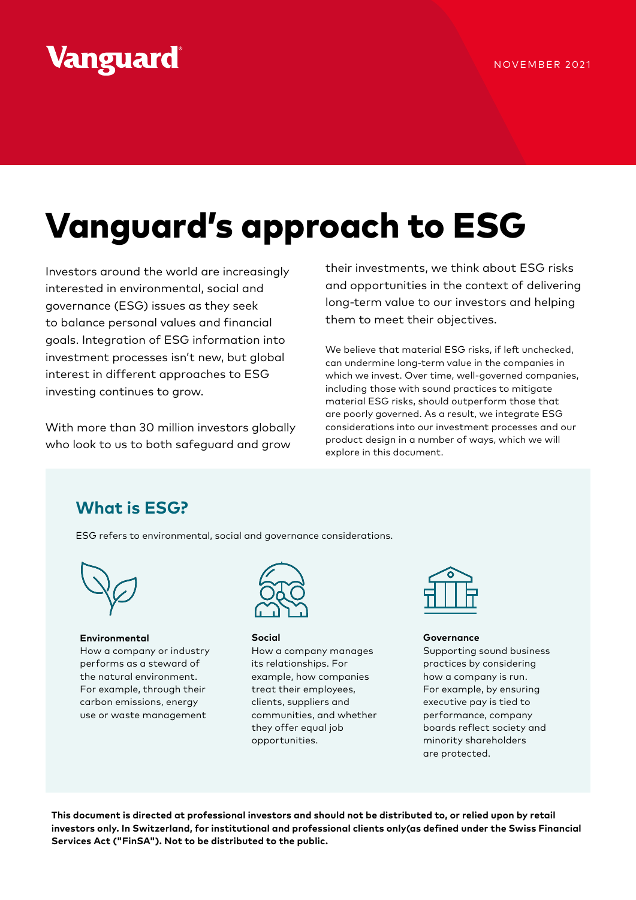Vanguard

NOVEMBER 2021

# Vanguard's approach to ESG

Investors around the world are increasingly interested in environmental, social and governance (ESG) issues as they seek to balance personal values and financial goals. Integration of ESG information into investment processes isn't new, but global interest in different approaches to ESG investing continues to grow.

With more than 30 million investors globally who look to us to both safeguard and grow their investments, we think about ESG risks and opportunities in the context of delivering long-term value to our investors and helping them to meet their objectives.

We believe that material ESG risks, if left unchecked, can undermine long-term value in the companies in which we invest. Over time, well-governed companies, including those with sound practices to mitigate material ESG risks, should outperform those that are poorly governed. As a result, we integrate ESG considerations into our investment processes and our product design in a number of ways, which we will explore in this document.

## What is ESG?

ESG refers to environmental, social and governance considerations.

**Environmental**
How a company or industry performs as a steward of the natural environment. For example, through their carbon emissions, energy use or waste management

**Social**
How a company manages its relationships. For example, how companies treat their employees, clients, suppliers and communities, and whether they offer equal job opportunities.

**Governance**
Supporting sound business practices by considering how a company is run. For example, by ensuring executive pay is tied to performance, company boards reflect society and minority shareholders are protected.

**This document is directed at professional investors and should not be distributed to, or relied upon by retail investors only. In Switzerland, for institutional and professional clients only(as defined under the Swiss Financial Services Act ("FinSA"). Not to be distributed to the public.**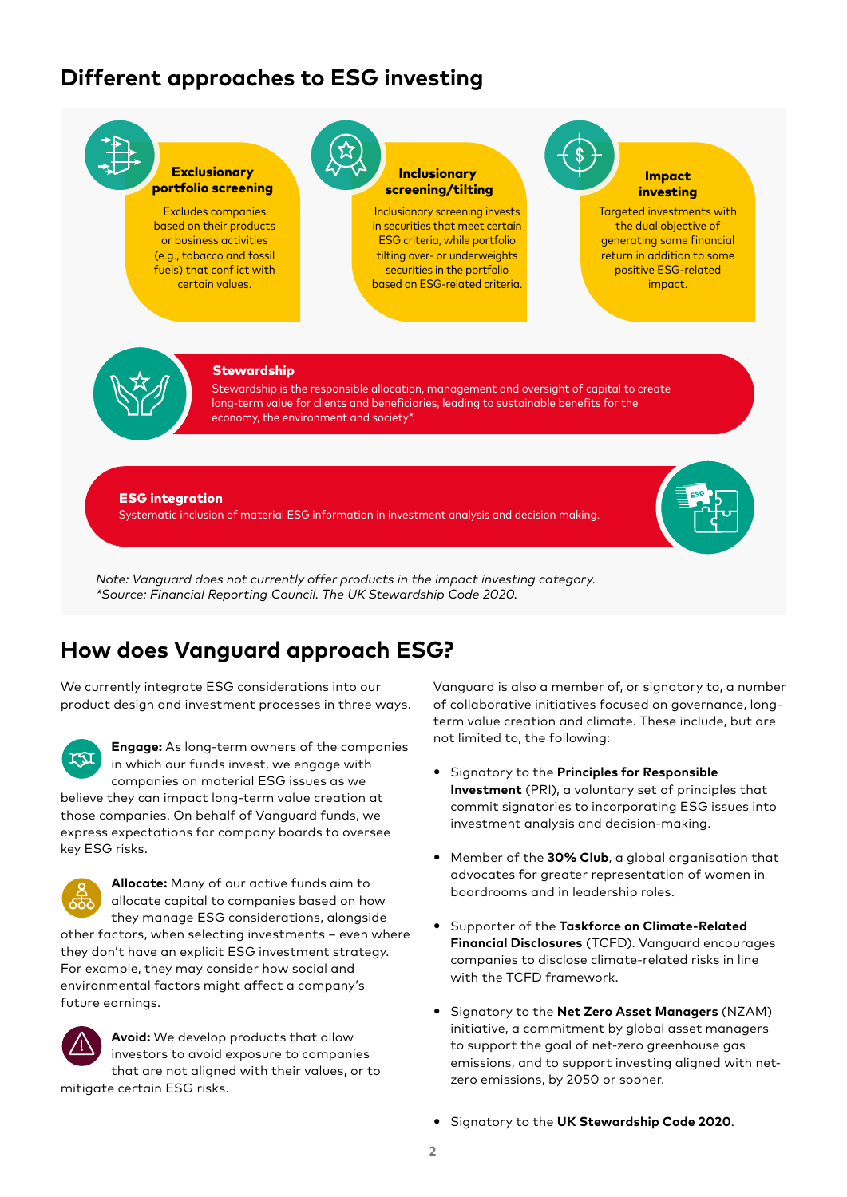## Different approaches to ESG investing

**Exclusionary portfolio screening**

Excludes companies based on their products or business activities (e.g., tobacco and fossil fuels) that conflict with certain values.

**Inclusionary screening/tilting**

Inclusionary screening invests in securities that meet certain ESG criteria, while portfolio tilting over- or underweights securities in the portfolio based on ESG-related criteria.

**Impact investing**

Targeted investments with the dual objective of generating some financial return in addition to some positive ESG-related impact.

**Stewardship**

Stewardship is the responsible allocation, management and oversight of capital to create long-term value for clients and beneficiaries, leading to sustainable benefits for the economy, the environment and society*.

**ESG integration**

Systematic inclusion of material ESG information in investment analysis and decision making.

*Note: Vanguard does not currently offer products in the impact investing category.*
*\*Source: Financial Reporting Council. The UK Stewardship Code 2020.*

## How does Vanguard approach ESG?

We currently integrate ESG considerations into our product design and investment processes in three ways.

**Engage:** As long-term owners of the companies in which our funds invest, we engage with companies on material ESG issues as we believe they can impact long-term value creation at those companies. On behalf of Vanguard funds, we express expectations for company boards to oversee key ESG risks.

**Allocate:** Many of our active funds aim to allocate capital to companies based on how they manage ESG considerations, alongside other factors, when selecting investments – even where they don't have an explicit ESG investment strategy. For example, they may consider how social and environmental factors might affect a company's future earnings.

**Avoid:** We develop products that allow investors to avoid exposure to companies that are not aligned with their values, or to mitigate certain ESG risks.

Vanguard is also a member of, or signatory to, a number of collaborative initiatives focused on governance, long-term value creation and climate. These include, but are not limited to, the following:

- Signatory to the **Principles for Responsible Investment** (PRI), a voluntary set of principles that commit signatories to incorporating ESG issues into investment analysis and decision-making.
- Member of the **30% Club**, a global organisation that advocates for greater representation of women in boardrooms and in leadership roles.
- Supporter of the **Taskforce on Climate-Related Financial Disclosures** (TCFD). Vanguard encourages companies to disclose climate-related risks in line with the TCFD framework.
- Signatory to the **Net Zero Asset Managers** (NZAM) initiative, a commitment by global asset managers to support the goal of net-zero greenhouse gas emissions, and to support investing aligned with net-zero emissions, by 2050 or sooner.
- Signatory to the **UK Stewardship Code 2020**.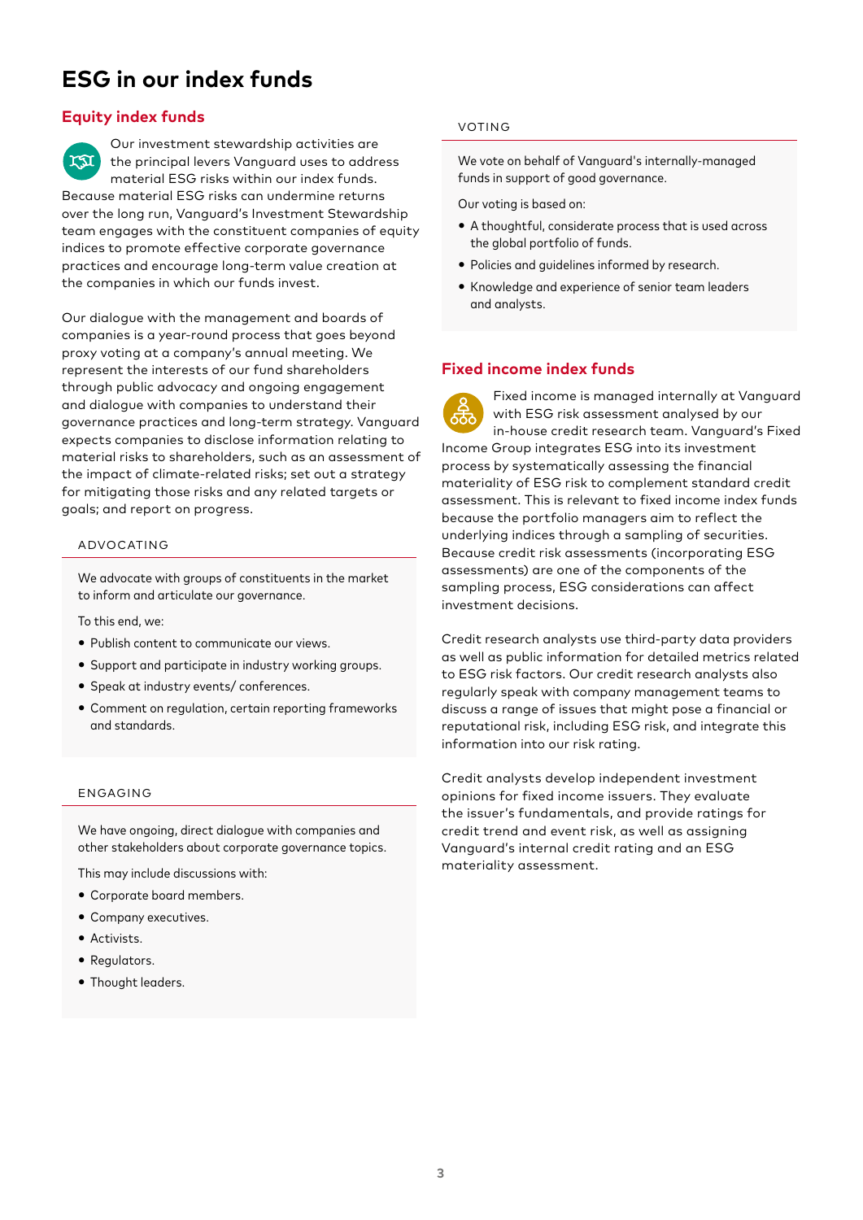# ESG in our index funds

## Equity index funds

Our investment stewardship activities are the principal levers Vanguard uses to address material ESG risks within our index funds. Because material ESG risks can undermine returns over the long run, Vanguard's Investment Stewardship team engages with the constituent companies of equity indices to promote effective corporate governance practices and encourage long-term value creation at the companies in which our funds invest.

Our dialogue with the management and boards of companies is a year-round process that goes beyond proxy voting at a company's annual meeting. We represent the interests of our fund shareholders through public advocacy and ongoing engagement and dialogue with companies to understand their governance practices and long-term strategy. Vanguard expects companies to disclose information relating to material risks to shareholders, such as an assessment of the impact of climate-related risks; set out a strategy for mitigating those risks and any related targets or goals; and report on progress.

### ADVOCATING

We advocate with groups of constituents in the market to inform and articulate our governance.

To this end, we:

- Publish content to communicate our views.
- Support and participate in industry working groups.
- Speak at industry events/ conferences.
- Comment on regulation, certain reporting frameworks and standards.

### ENGAGING

We have ongoing, direct dialogue with companies and other stakeholders about corporate governance topics.

This may include discussions with:

- Corporate board members.
- Company executives.
- Activists.
- Regulators.
- Thought leaders.

### VOTING

We vote on behalf of Vanguard's internally-managed funds in support of good governance.

Our voting is based on:

- A thoughtful, considerate process that is used across the global portfolio of funds.
- Policies and guidelines informed by research.
- Knowledge and experience of senior team leaders and analysts.

## Fixed income index funds

Fixed income is managed internally at Vanguard with ESG risk assessment analysed by our in-house credit research team. Vanguard's Fixed Income Group integrates ESG into its investment process by systematically assessing the financial materiality of ESG risk to complement standard credit assessment. This is relevant to fixed income index funds because the portfolio managers aim to reflect the underlying indices through a sampling of securities. Because credit risk assessments (incorporating ESG assessments) are one of the components of the sampling process, ESG considerations can affect investment decisions.

Credit research analysts use third-party data providers as well as public information for detailed metrics related to ESG risk factors. Our credit research analysts also regularly speak with company management teams to discuss a range of issues that might pose a financial or reputational risk, including ESG risk, and integrate this information into our risk rating.

Credit analysts develop independent investment opinions for fixed income issuers. They evaluate the issuer's fundamentals, and provide ratings for credit trend and event risk, as well as assigning Vanguard's internal credit rating and an ESG materiality assessment.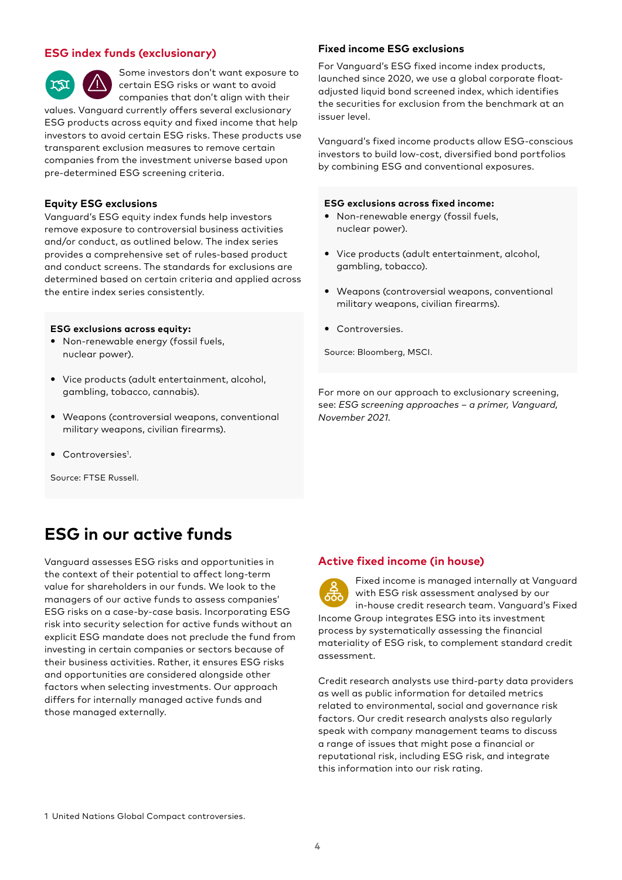## ESG index funds (exclusionary)

Some investors don't want exposure to certain ESG risks or want to avoid companies that don't align with their values. Vanguard currently offers several exclusionary ESG products across equity and fixed income that help investors to avoid certain ESG risks. These products use transparent exclusion measures to remove certain companies from the investment universe based upon pre-determined ESG screening criteria.

### Equity ESG exclusions

Vanguard's ESG equity index funds help investors remove exposure to controversial business activities and/or conduct, as outlined below. The index series provides a comprehensive set of rules-based product and conduct screens. The standards for exclusions are determined based on certain criteria and applied across the entire index series consistently.

**ESG exclusions across equity:**

- Non-renewable energy (fossil fuels, nuclear power).
- Vice products (adult entertainment, alcohol, gambling, tobacco, cannabis).
- Weapons (controversial weapons, conventional military weapons, civilian firearms).
- Controversies[1].

Source: FTSE Russell.

### Fixed income ESG exclusions

For Vanguard's ESG fixed income index products, launched since 2020, we use a global corporate float-adjusted liquid bond screened index, which identifies the securities for exclusion from the benchmark at an issuer level.

Vanguard's fixed income products allow ESG-conscious investors to build low-cost, diversified bond portfolios by combining ESG and conventional exposures.

**ESG exclusions across fixed income:**

- Non-renewable energy (fossil fuels, nuclear power).
- Vice products (adult entertainment, alcohol, gambling, tobacco).
- Weapons (controversial weapons, conventional military weapons, civilian firearms).
- Controversies.

Source: Bloomberg, MSCI.

For more on our approach to exclusionary screening, see: *ESG screening approaches – a primer, Vanguard, November 2021.*

# ESG in our active funds

Vanguard assesses ESG risks and opportunities in the context of their potential to affect long-term value for shareholders in our funds. We look to the managers of our active funds to assess companies' ESG risks on a case-by-case basis. Incorporating ESG risk into security selection for active funds without an explicit ESG mandate does not preclude the fund from investing in certain companies or sectors because of their business activities. Rather, it ensures ESG risks and opportunities are considered alongside other factors when selecting investments. Our approach differs for internally managed active funds and those managed externally.

## Active fixed income (in house)

Fixed income is managed internally at Vanguard with ESG risk assessment analysed by our in-house credit research team. Vanguard's Fixed Income Group integrates ESG into its investment process by systematically assessing the financial materiality of ESG risk, to complement standard credit assessment.

Credit research analysts use third-party data providers as well as public information for detailed metrics related to environmental, social and governance risk factors. Our credit research analysts also regularly speak with company management teams to discuss a range of issues that might pose a financial or reputational risk, including ESG risk, and integrate this information into our risk rating.

1 United Nations Global Compact controversies.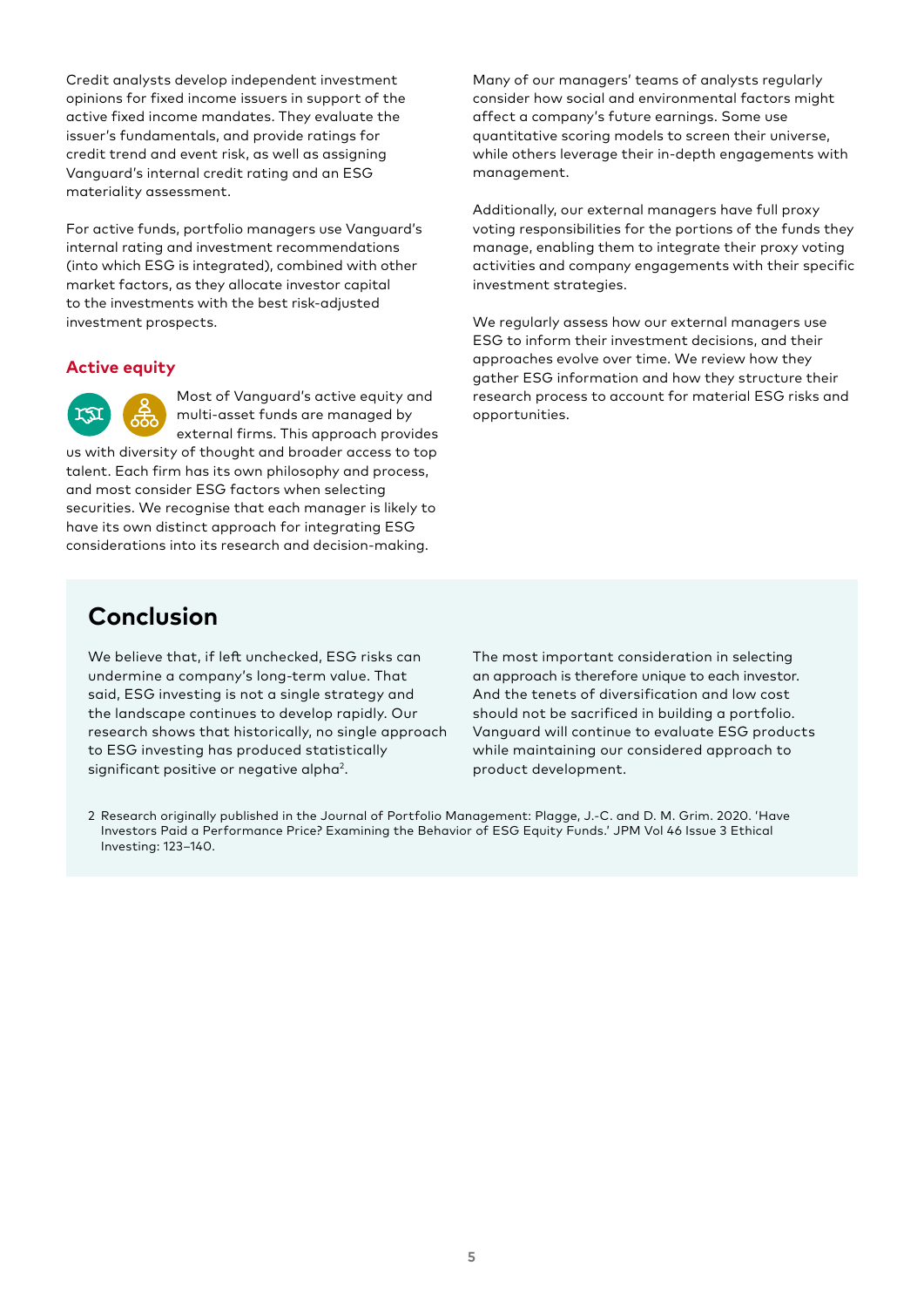Credit analysts develop independent investment opinions for fixed income issuers in support of the active fixed income mandates. They evaluate the issuer's fundamentals, and provide ratings for credit trend and event risk, as well as assigning Vanguard's internal credit rating and an ESG materiality assessment.

For active funds, portfolio managers use Vanguard's internal rating and investment recommendations (into which ESG is integrated), combined with other market factors, as they allocate investor capital to the investments with the best risk-adjusted investment prospects.

### Active equity

Most of Vanguard's active equity and multi-asset funds are managed by external firms. This approach provides us with diversity of thought and broader access to top talent. Each firm has its own philosophy and process, and most consider ESG factors when selecting securities. We recognise that each manager is likely to have its own distinct approach for integrating ESG considerations into its research and decision-making.

Many of our managers' teams of analysts regularly consider how social and environmental factors might affect a company's future earnings. Some use quantitative scoring models to screen their universe, while others leverage their in-depth engagements with management.

Additionally, our external managers have full proxy voting responsibilities for the portions of the funds they manage, enabling them to integrate their proxy voting activities and company engagements with their specific investment strategies.

We regularly assess how our external managers use ESG to inform their investment decisions, and their approaches evolve over time. We review how they gather ESG information and how they structure their research process to account for material ESG risks and opportunities.

## Conclusion

We believe that, if left unchecked, ESG risks can undermine a company's long-term value. That said, ESG investing is not a single strategy and the landscape continues to develop rapidly. Our research shows that historically, no single approach to ESG investing has produced statistically significant positive or negative alpha[2].

The most important consideration in selecting an approach is therefore unique to each investor. And the tenets of diversification and low cost should not be sacrificed in building a portfolio. Vanguard will continue to evaluate ESG products while maintaining our considered approach to product development.

2 Research originally published in the Journal of Portfolio Management: Plagge, J.-C. and D. M. Grim. 2020. 'Have Investors Paid a Performance Price? Examining the Behavior of ESG Equity Funds.' JPM Vol 46 Issue 3 Ethical Investing: 123–140.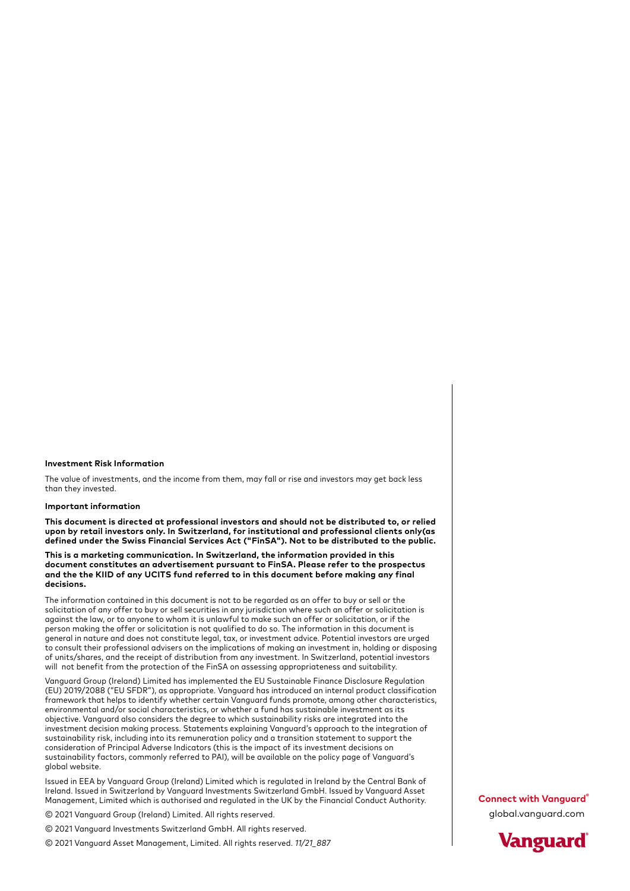**Investment Risk Information**

The value of investments, and the income from them, may fall or rise and investors may get back less than they invested.

**Important information**

**This document is directed at professional investors and should not be distributed to, or relied upon by retail investors only. In Switzerland, for institutional and professional clients only(as defined under the Swiss Financial Services Act ("FinSA"). Not to be distributed to the public.**

**This is a marketing communication. In Switzerland, the information provided in this document constitutes an advertisement pursuant to FinSA. Please refer to the prospectus and the the KIID of any UCITS fund referred to in this document before making any final decisions.**

The information contained in this document is not to be regarded as an offer to buy or sell or the solicitation of any offer to buy or sell securities in any jurisdiction where such an offer or solicitation is against the law, or to anyone to whom it is unlawful to make such an offer or solicitation, or if the person making the offer or solicitation is not qualified to do so. The information in this document is general in nature and does not constitute legal, tax, or investment advice. Potential investors are urged to consult their professional advisers on the implications of making an investment in, holding or disposing of units/shares, and the receipt of distribution from any investment. In Switzerland, potential investors will not benefit from the protection of the FinSA on assessing appropriateness and suitability.

Vanguard Group (Ireland) Limited has implemented the EU Sustainable Finance Disclosure Regulation (EU) 2019/2088 ("EU SFDR"), as appropriate. Vanguard has introduced an internal product classification framework that helps to identify whether certain Vanguard funds promote, among other characteristics, environmental and/or social characteristics, or whether a fund has sustainable investment as its objective. Vanguard also considers the degree to which sustainability risks are integrated into the investment decision making process. Statements explaining Vanguard's approach to the integration of sustainability risk, including into its remuneration policy and a transition statement to support the consideration of Principal Adverse Indicators (this is the impact of its investment decisions on sustainability factors, commonly referred to PAI), will be available on the policy page of Vanguard's global website.

Issued in EEA by Vanguard Group (Ireland) Limited which is regulated in Ireland by the Central Bank of Ireland. Issued in Switzerland by Vanguard Investments Switzerland GmbH. Issued by Vanguard Asset Management, Limited which is authorised and regulated in the UK by the Financial Conduct Authority.

© 2021 Vanguard Group (Ireland) Limited. All rights reserved.

© 2021 Vanguard Investments Switzerland GmbH. All rights reserved.

© 2021 Vanguard Asset Management, Limited. All rights reserved. *11/21_887*

**Connect with Vanguard®**

global.vanguard.com

Vanguard®